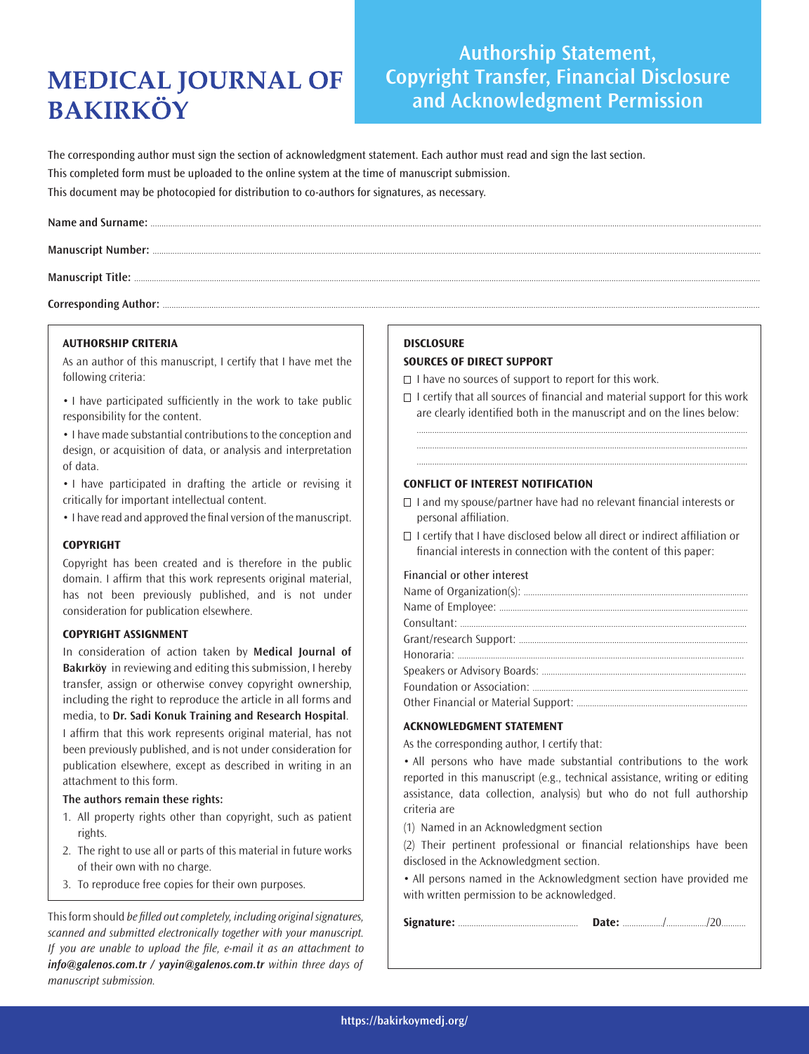# MEDICAL JOURNAL OF BAKIRKÖY

## Authorship Statement, Copyright Transfer, Financial Disclosure and Acknowledgment Permission

The corresponding author must sign the section of acknowledgment statement. Each author must read and sign the last section.

This completed form must be uploaded to the online system at the time of manuscript submission.

This document may be photocopied for distribution to co-authors for signatures, as necessary.

**Name and Surname:** ..............................

**Manuscript Number:** ..............................

**Manuscript Title:** ..............................

**Corresponding Author:** ..............................

### AUTHORSHIP CRITERIA

As an author of this manuscript, I certify that I have met the following criteria:

- I have participated sufficiently in the work to take public responsibility for the content.
- I have made substantial contributions to the conception and design, or acquisition of data, or analysis and interpretation of data.
- I have participated in drafting the article or revising it critically for important intellectual content.
- I have read and approved the final version of the manuscript.

### COPYRIGHT

Copyright has been created and is therefore in the public domain. I affirm that this work represents original material, has not been previously published, and is not under consideration for publication elsewhere.

### COPYRIGHT ASSIGNMENT

In consideration of action taken by **Medical Journal of Bakırköy** in reviewing and editing this submission, I hereby transfer, assign or otherwise convey copyright ownership, including the right to reproduce the article in all forms and media, to **Dr. Sadi Konuk Training and Research Hospital**.

I affirm that this work represents original material, has not been previously published, and is not under consideration for publication elsewhere, except as described in writing in an attachment to this form.

**The authors remain these rights:**

1. All property rights other than copyright, such as patient rights.
2. The right to use all or parts of this material in future works of their own with no charge.
3. To reproduce free copies for their own purposes.

This form should *be filled out completely, including original signatures, scanned and submitted electronically together with your manuscript. If you are unable to upload the file, e-mail it as an attachment to* ***info@galenos.com.tr / yayin@galenos.com.tr*** *within three days of manuscript submission.*

### DISCLOSURE

**SOURCES OF DIRECT SUPPORT**

- ☐ I have no sources of support to report for this work.
- ☐ I certify that all sources of financial and material support for this work are clearly identified both in the manuscript and on the lines below:

..............................

..............................

..............................

### CONFLICT OF INTEREST NOTIFICATION

- ☐ I and my spouse/partner have had no relevant financial interests or personal affiliation.
- ☐ I certify that I have disclosed below all direct or indirect affiliation or financial interests in connection with the content of this paper:

Financial or other interest

Name of Organization(s): ..............................

Name of Employee: ..............................

Consultant: ..............................

Grant/research Support: ..............................

Honoraria: ..............................

Speakers or Advisory Boards: ..............................

Foundation or Association: ..............................

Other Financial or Material Support: ..............................

### ACKNOWLEDGMENT STATEMENT

As the corresponding author, I certify that:

- All persons who have made substantial contributions to the work reported in this manuscript (e.g., technical assistance, writing or editing assistance, data collection, analysis) but who do not full authorship criteria are

(1) Named in an Acknowledgment section

(2) Their pertinent professional or financial relationships have been disclosed in the Acknowledgment section.

- All persons named in the Acknowledgment section have provided me with written permission to be acknowledged.

**Signature:** .............................. **Date:** ........../........../20..........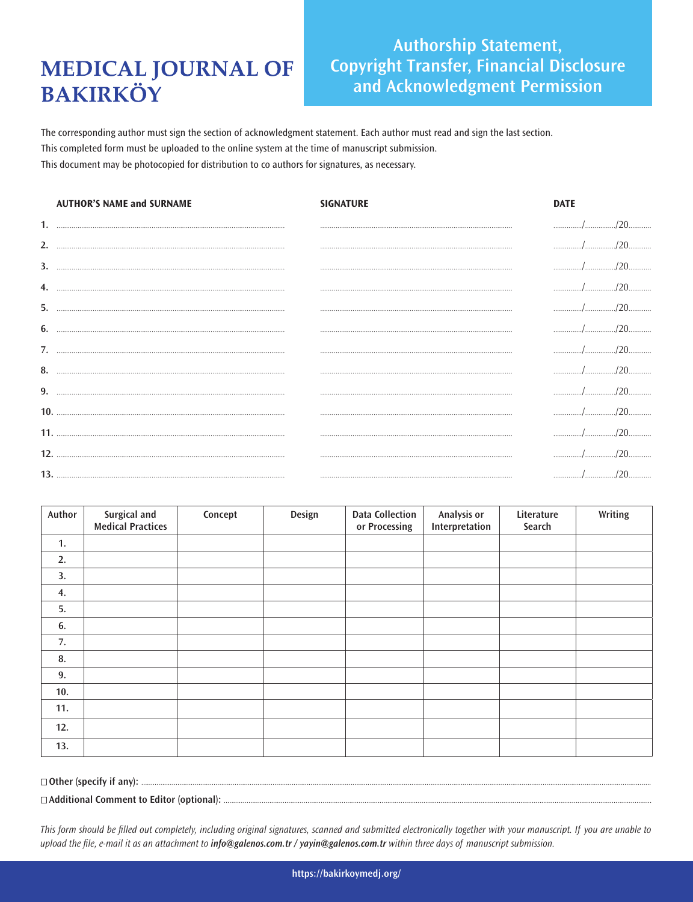# MEDICAL JOURNAL OF BAKIRKÖY

## Authorship Statement, Copyright Transfer, Financial Disclosure and Acknowledgment Permission

The corresponding author must sign the section of acknowledgment statement. Each author must read and sign the last section.
This completed form must be uploaded to the online system at the time of manuscript submission.
This document may be photocopied for distribution to co authors for signatures, as necessary.

| | AUTHOR'S NAME and SURNAME | SIGNATURE | DATE |
|---|---|---|---|
| 1. | ........................ | ........................ | ....../....../20...... |
| 2. | ........................ | ........................ | ....../....../20...... |
| 3. | ........................ | ........................ | ....../....../20...... |
| 4. | ........................ | ........................ | ....../....../20...... |
| 5. | ........................ | ........................ | ....../....../20...... |
| 6. | ........................ | ........................ | ....../....../20...... |
| 7. | ........................ | ........................ | ....../....../20...... |
| 8. | ........................ | ........................ | ....../....../20...... |
| 9. | ........................ | ........................ | ....../....../20...... |
| 10. | ........................ | ........................ | ....../....../20...... |
| 11. | ........................ | ........................ | ....../....../20...... |
| 12. | ........................ | ........................ | ....../....../20...... |
| 13. | ........................ | ........................ | ....../....../20...... |

| Author | Surgical and Medical Practices | Concept | Design | Data Collection or Processing | Analysis or Interpretation | Literature Search | Writing |
|---|---|---|---|---|---|---|---|
| 1. | | | | | | | |
| 2. | | | | | | | |
| 3. | | | | | | | |
| 4. | | | | | | | |
| 5. | | | | | | | |
| 6. | | | | | | | |
| 7. | | | | | | | |
| 8. | | | | | | | |
| 9. | | | | | | | |
| 10. | | | | | | | |
| 11. | | | | | | | |
| 12. | | | | | | | |
| 13. | | | | | | | |

☐ **Other (specify if any):** ........................

☐ **Additional Comment to Editor (optional):** ........................

*This form should be filled out completely, including original signatures, scanned and submitted electronically together with your manuscript. If you are unable to upload the file, e-mail it as an attachment to* ***info@galenos.com.tr / yayin@galenos.com.tr*** *within three days of manuscript submission.*

https://bakirkoymedj.org/